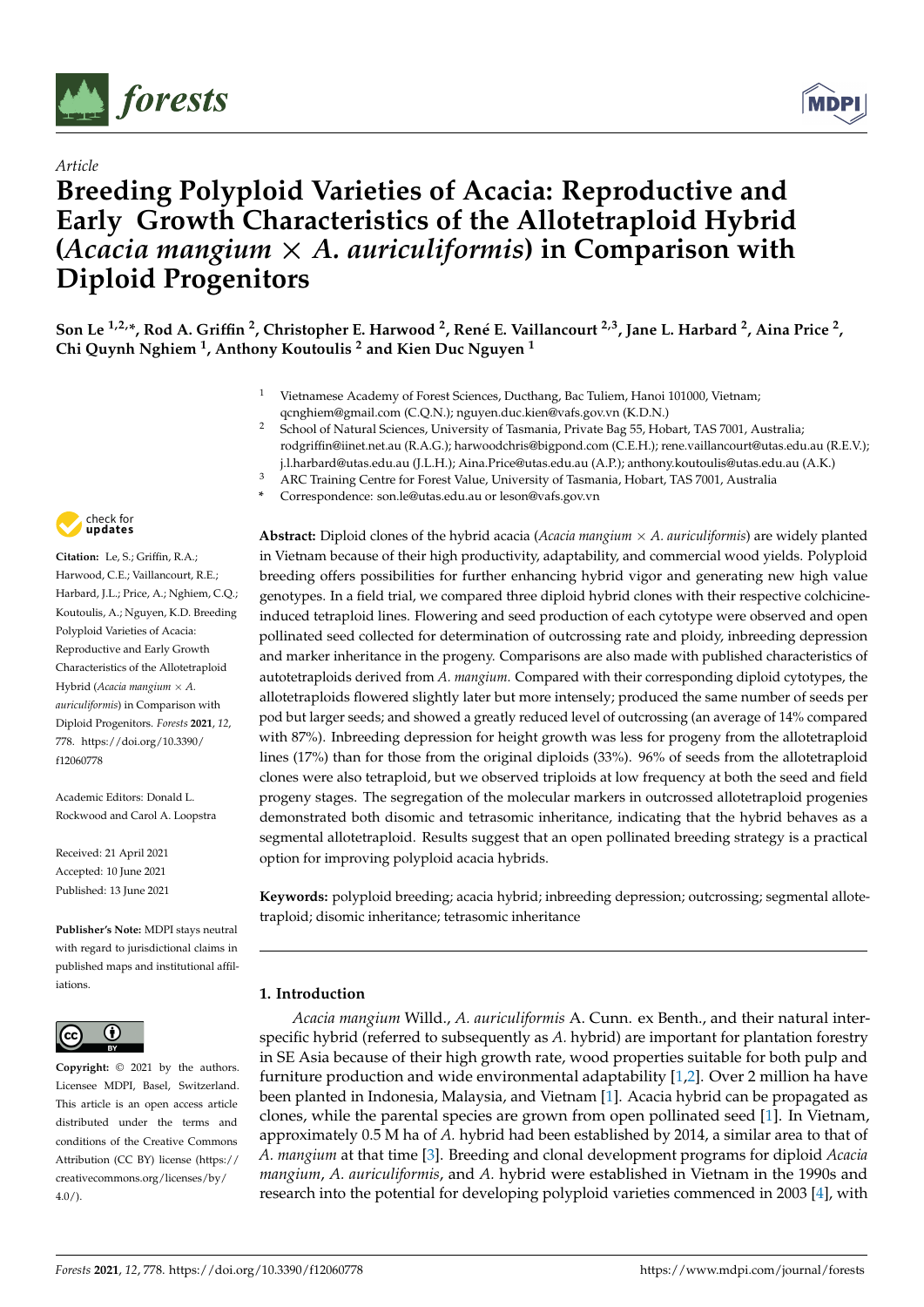Article

# Breeding Polyploid Varieties of Acacia: Reproductive and Early Growth Characteristics of the Allotetraploid Hybrid (*Acacia mangium* × *A. auriculiformis*) in Comparison with Diploid Progenitors

**Son Le [1,2,*], Rod A. Griffin [2], Christopher E. Harwood [2], René E. Vaillancourt [2,3], Jane L. Harbard [2], Aina Price [2], Chi Quynh Nghiem [1], Anthony Koutoulis [2] and Kien Duc Nguyen [1]**

[1] Vietnamese Academy of Forest Sciences, Ducthang, Bac Tuliem, Hanoi 101000, Vietnam; qcnghiem@gmail.com (C.Q.N.); nguyen.duc.kien@vafs.gov.vn (K.D.N.)

[2] School of Natural Sciences, University of Tasmania, Private Bag 55, Hobart, TAS 7001, Australia; rodgriffin@iinet.net.au (R.A.G.); harwoodchris@bigpond.com (C.E.H.); rene.vaillancourt@utas.edu.au (R.E.V.); j.l.harbard@utas.edu.au (J.L.H.); Aina.Price@utas.edu.au (A.P.); anthony.koutoulis@utas.edu.au (A.K.)

[3] ARC Training Centre for Forest Value, University of Tasmania, Hobart, TAS 7001, Australia

\* Correspondence: son.le@utas.edu.au or leson@vafs.gov.vn

**Citation:** Le, S.; Griffin, R.A.; Harwood, C.E.; Vaillancourt, R.E.; Harbard, J.L.; Price, A.; Nghiem, C.Q.; Koutoulis, A.; Nguyen, K.D. Breeding Polyploid Varieties of Acacia: Reproductive and Early Growth Characteristics of the Allotetraploid Hybrid (*Acacia mangium* × *A. auriculiformis*) in Comparison with Diploid Progenitors. *Forests* **2021**, *12*, 778. https://doi.org/10.3390/f12060778

Academic Editors: Donald L. Rockwood and Carol A. Loopstra

Received: 21 April 2021
Accepted: 10 June 2021
Published: 13 June 2021

**Publisher's Note:** MDPI stays neutral with regard to jurisdictional claims in published maps and institutional affiliations.

**Copyright:** © 2021 by the authors. Licensee MDPI, Basel, Switzerland. This article is an open access article distributed under the terms and conditions of the Creative Commons Attribution (CC BY) license (https://creativecommons.org/licenses/by/4.0/).

**Abstract:** Diploid clones of the hybrid acacia (*Acacia mangium* × *A. auriculiformis*) are widely planted in Vietnam because of their high productivity, adaptability, and commercial wood yields. Polyploid breeding offers possibilities for further enhancing hybrid vigor and generating new high value genotypes. In a field trial, we compared three diploid hybrid clones with their respective colchicine-induced tetraploid lines. Flowering and seed production of each cytotype were observed and open pollinated seed collected for determination of outcrossing rate and ploidy, inbreeding depression and marker inheritance in the progeny. Comparisons are also made with published characteristics of autotetraploids derived from *A. mangium*. Compared with their corresponding diploid cytotypes, the allotetraploids flowered slightly later but more intensely; produced the same number of seeds per pod but larger seeds; and showed a greatly reduced level of outcrossing (an average of 14% compared with 87%). Inbreeding depression for height growth was less for progeny from the allotetraploid lines (17%) than for those from the original diploids (33%). 96% of seeds from the allotetraploid clones were also tetraploid, but we observed triploids at low frequency at both the seed and field progeny stages. The segregation of the molecular markers in outcrossed allotetraploid progenies demonstrated both disomic and tetrasomic inheritance, indicating that the hybrid behaves as a segmental allotetraploid. Results suggest that an open pollinated breeding strategy is a practical option for improving polyploid acacia hybrids.

**Keywords:** polyploid breeding; acacia hybrid; inbreeding depression; outcrossing; segmental allotetraploid; disomic inheritance; tetrasomic inheritance

## 1. Introduction

*Acacia mangium* Willd., *A. auriculiformis* A. Cunn. ex Benth., and their natural interspecific hybrid (referred to subsequently as *A.* hybrid) are important for plantation forestry in SE Asia because of their high growth rate, wood properties suitable for both pulp and furniture production and wide environmental adaptability [1,2]. Over 2 million ha have been planted in Indonesia, Malaysia, and Vietnam [1]. Acacia hybrid can be propagated as clones, while the parental species are grown from open pollinated seed [1]. In Vietnam, approximately 0.5 M ha of *A.* hybrid had been established by 2014, a similar area to that of *A. mangium* at that time [3]. Breeding and clonal development programs for diploid *Acacia mangium*, *A. auriculiformis*, and *A.* hybrid were established in Vietnam in the 1990s and research into the potential for developing polyploid varieties commenced in 2003 [4], with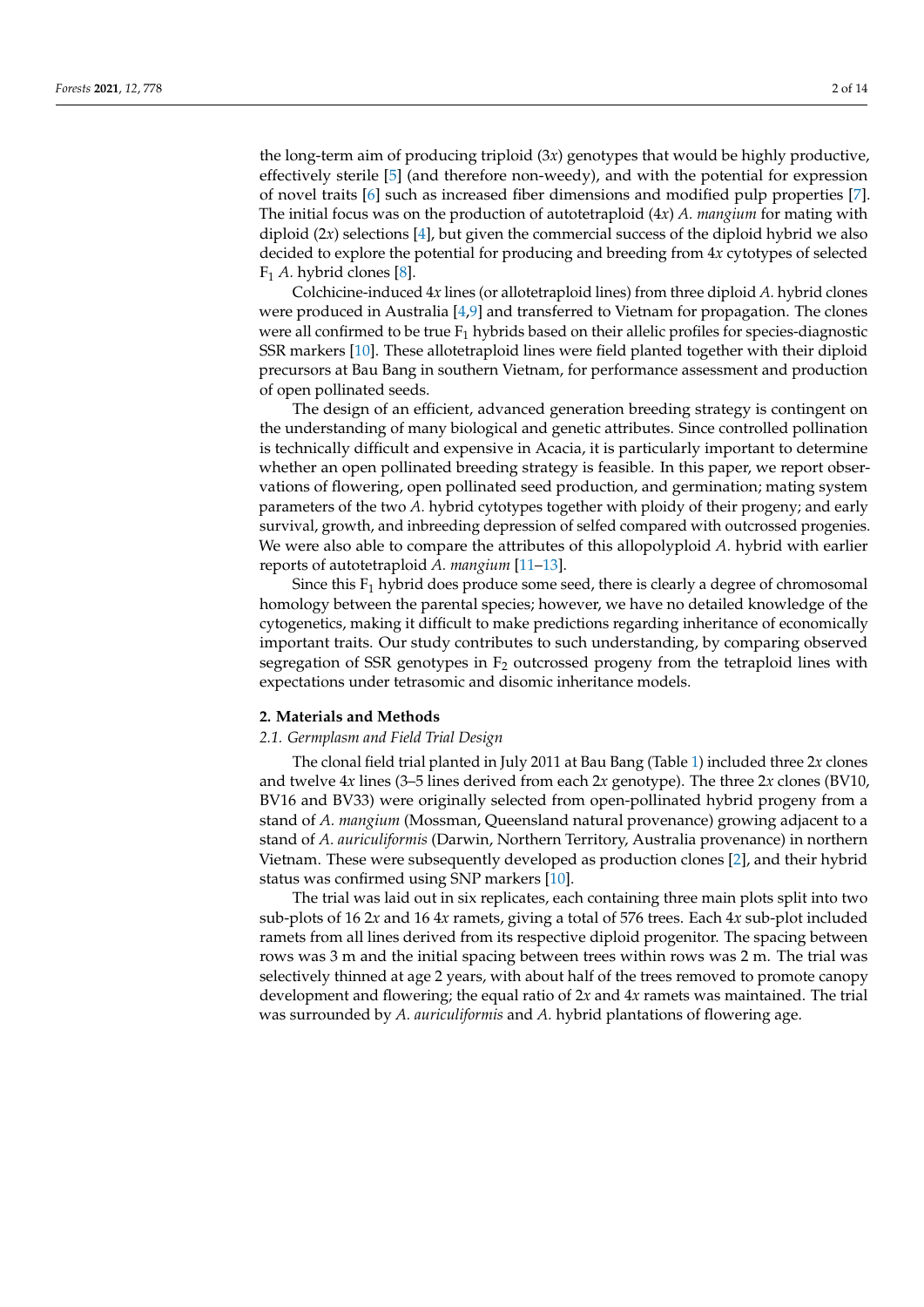the long-term aim of producing triploid (3*x*) genotypes that would be highly productive, effectively sterile [5] (and therefore non-weedy), and with the potential for expression of novel traits [6] such as increased fiber dimensions and modified pulp properties [7]. The initial focus was on the production of autotetraploid (4*x*) *A. mangium* for mating with diploid (2*x*) selections [4], but given the commercial success of the diploid hybrid we also decided to explore the potential for producing and breeding from 4*x* cytotypes of selected $F_1$ *A.* hybrid clones [8].

Colchicine-induced 4*x* lines (or allotetraploid lines) from three diploid *A.* hybrid clones were produced in Australia [4,9] and transferred to Vietnam for propagation. The clones were all confirmed to be true $F_1$ hybrids based on their allelic profiles for species-diagnostic SSR markers [10]. These allotetraploid lines were field planted together with their diploid precursors at Bau Bang in southern Vietnam, for performance assessment and production of open pollinated seeds.

The design of an efficient, advanced generation breeding strategy is contingent on the understanding of many biological and genetic attributes. Since controlled pollination is technically difficult and expensive in Acacia, it is particularly important to determine whether an open pollinated breeding strategy is feasible. In this paper, we report observations of flowering, open pollinated seed production, and germination; mating system parameters of the two *A.* hybrid cytotypes together with ploidy of their progeny; and early survival, growth, and inbreeding depression of selfed compared with outcrossed progenies. We were also able to compare the attributes of this allopolyploid *A.* hybrid with earlier reports of autotetraploid *A. mangium* [11–13].

Since this $F_1$ hybrid does produce some seed, there is clearly a degree of chromosomal homology between the parental species; however, we have no detailed knowledge of the cytogenetics, making it difficult to make predictions regarding inheritance of economically important traits. Our study contributes to such understanding, by comparing observed segregation of SSR genotypes in $F_2$ outcrossed progeny from the tetraploid lines with expectations under tetrasomic and disomic inheritance models.

## 2. Materials and Methods

### 2.1. Germplasm and Field Trial Design

The clonal field trial planted in July 2011 at Bau Bang (Table 1) included three 2*x* clones and twelve 4*x* lines (3–5 lines derived from each 2*x* genotype). The three 2*x* clones (BV10, BV16 and BV33) were originally selected from open-pollinated hybrid progeny from a stand of *A. mangium* (Mossman, Queensland natural provenance) growing adjacent to a stand of *A. auriculiformis* (Darwin, Northern Territory, Australia provenance) in northern Vietnam. These were subsequently developed as production clones [2], and their hybrid status was confirmed using SNP markers [10].

The trial was laid out in six replicates, each containing three main plots split into two sub-plots of 16 2*x* and 16 4*x* ramets, giving a total of 576 trees. Each 4*x* sub-plot included ramets from all lines derived from its respective diploid progenitor. The spacing between rows was 3 m and the initial spacing between trees within rows was 2 m. The trial was selectively thinned at age 2 years, with about half of the trees removed to promote canopy development and flowering; the equal ratio of 2*x* and 4*x* ramets was maintained. The trial was surrounded by *A. auriculiformis* and *A.* hybrid plantations of flowering age.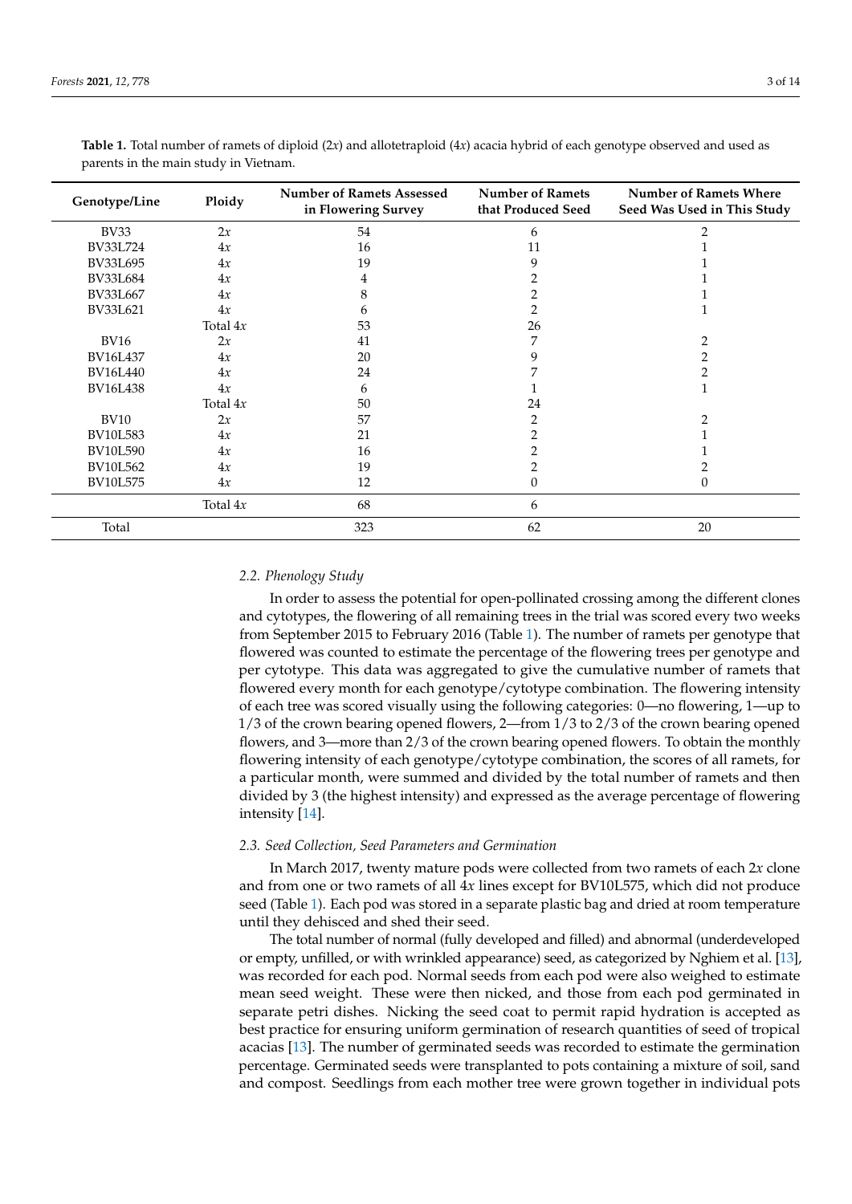**Table 1.** Total number of ramets of diploid (2*x*) and allotetraploid (4*x*) acacia hybrid of each genotype observed and used as parents in the main study in Vietnam.

| Genotype/Line | Ploidy | Number of Ramets Assessed in Flowering Survey | Number of Ramets that Produced Seed | Number of Ramets Where Seed Was Used in This Study |
|---|---|---|---|---|
| BV33 | 2*x* | 54 | 6 | 2 |
| BV33L724 | 4*x* | 16 | 11 | 1 |
| BV33L695 | 4*x* | 19 | 9 | 1 |
| BV33L684 | 4*x* | 4 | 2 | 1 |
| BV33L667 | 4*x* | 8 | 2 | 1 |
| BV33L621 | 4*x* | 6 | 2 | 1 |
| | Total 4*x* | 53 | 26 | |
| BV16 | 2*x* | 41 | 7 | 2 |
| BV16L437 | 4*x* | 20 | 9 | 2 |
| BV16L440 | 4*x* | 24 | 7 | 2 |
| BV16L438 | 4*x* | 6 | 1 | 1 |
| | Total 4*x* | 50 | 24 | |
| BV10 | 2*x* | 57 | 2 | 2 |
| BV10L583 | 4*x* | 21 | 2 | 1 |
| BV10L590 | 4*x* | 16 | 2 | 1 |
| BV10L562 | 4*x* | 19 | 2 | 2 |
| BV10L575 | 4*x* | 12 | 0 | 0 |
| | Total 4*x* | 68 | 6 | |
| Total | | 323 | 62 | 20 |

### 2.2. Phenology Study

In order to assess the potential for open-pollinated crossing among the different clones and cytotypes, the flowering of all remaining trees in the trial was scored every two weeks from September 2015 to February 2016 (Table 1). The number of ramets per genotype that flowered was counted to estimate the percentage of the flowering trees per genotype and per cytotype. This data was aggregated to give the cumulative number of ramets that flowered every month for each genotype/cytotype combination. The flowering intensity of each tree was scored visually using the following categories: 0—no flowering, 1—up to 1/3 of the crown bearing opened flowers, 2—from 1/3 to 2/3 of the crown bearing opened flowers, and 3—more than 2/3 of the crown bearing opened flowers. To obtain the monthly flowering intensity of each genotype/cytotype combination, the scores of all ramets, for a particular month, were summed and divided by the total number of ramets and then divided by 3 (the highest intensity) and expressed as the average percentage of flowering intensity [14].

### 2.3. Seed Collection, Seed Parameters and Germination

In March 2017, twenty mature pods were collected from two ramets of each 2*x* clone and from one or two ramets of all 4*x* lines except for BV10L575, which did not produce seed (Table 1). Each pod was stored in a separate plastic bag and dried at room temperature until they dehisced and shed their seed.

The total number of normal (fully developed and filled) and abnormal (underdeveloped or empty, unfilled, or with wrinkled appearance) seed, as categorized by Nghiem et al. [13], was recorded for each pod. Normal seeds from each pod were also weighed to estimate mean seed weight. These were then nicked, and those from each pod germinated in separate petri dishes. Nicking the seed coat to permit rapid hydration is accepted as best practice for ensuring uniform germination of research quantities of seed of tropical acacias [13]. The number of germinated seeds was recorded to estimate the germination percentage. Germinated seeds were transplanted to pots containing a mixture of soil, sand and compost. Seedlings from each mother tree were grown together in individual pots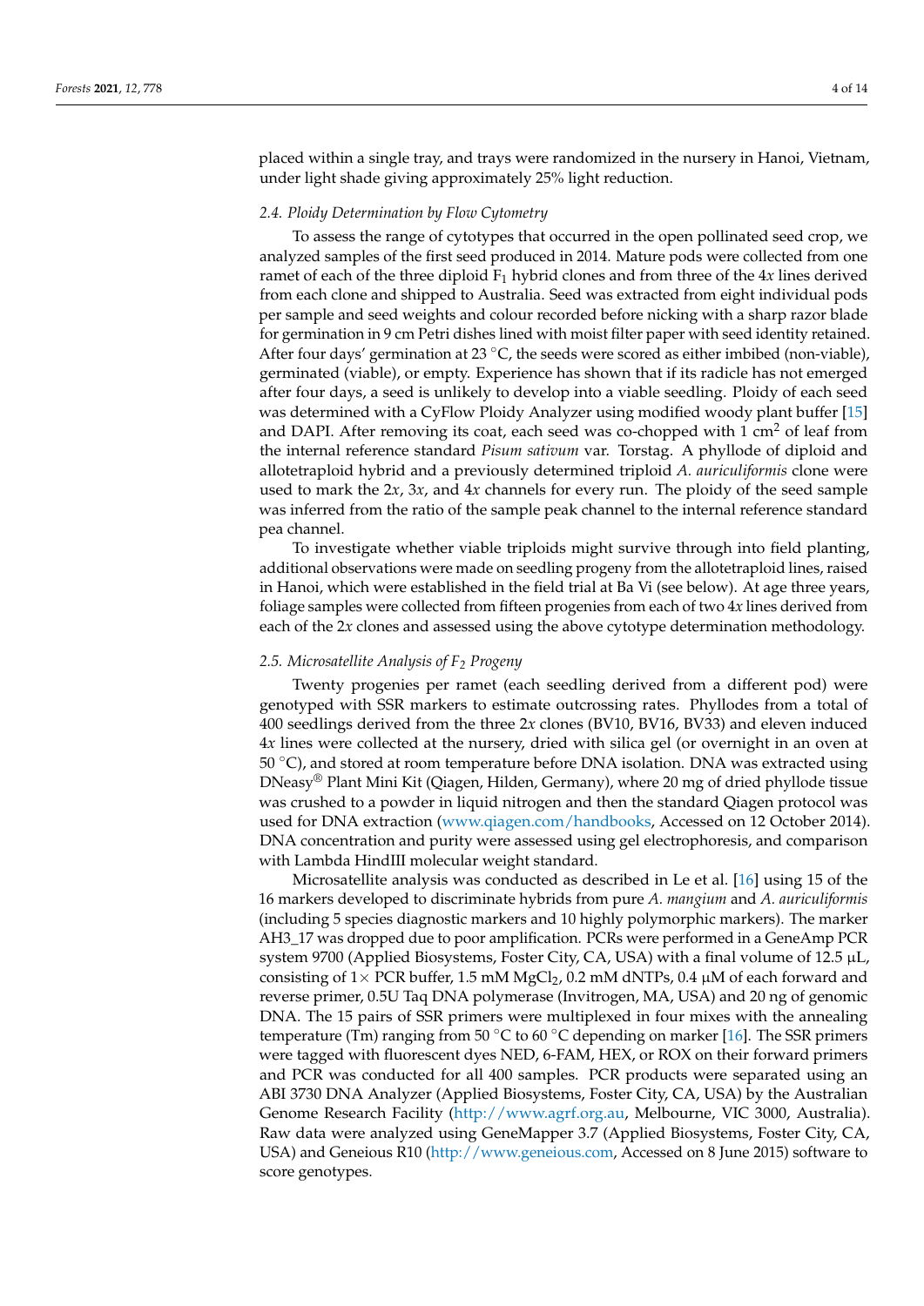placed within a single tray, and trays were randomized in the nursery in Hanoi, Vietnam, under light shade giving approximately 25% light reduction.

### 2.4. Ploidy Determination by Flow Cytometry

To assess the range of cytotypes that occurred in the open pollinated seed crop, we analyzed samples of the first seed produced in 2014. Mature pods were collected from one ramet of each of the three diploid $F_1$ hybrid clones and from three of the 4*x* lines derived from each clone and shipped to Australia. Seed was extracted from eight individual pods per sample and seed weights and colour recorded before nicking with a sharp razor blade for germination in 9 cm Petri dishes lined with moist filter paper with seed identity retained. After four days' germination at 23 °C, the seeds were scored as either imbibed (non-viable), germinated (viable), or empty. Experience has shown that if its radicle has not emerged after four days, a seed is unlikely to develop into a viable seedling. Ploidy of each seed was determined with a CyFlow Ploidy Analyzer using modified woody plant buffer [15] and DAPI. After removing its coat, each seed was co-chopped with 1 $cm^2$ of leaf from the internal reference standard *Pisum sativum* var. Torstag. A phyllode of diploid and allotetraploid hybrid and a previously determined triploid *A. auriculiformis* clone were used to mark the 2*x*, 3*x*, and 4*x* channels for every run. The ploidy of the seed sample was inferred from the ratio of the sample peak channel to the internal reference standard pea channel.

To investigate whether viable triploids might survive through into field planting, additional observations were made on seedling progeny from the allotetraploid lines, raised in Hanoi, which were established in the field trial at Ba Vi (see below). At age three years, foliage samples were collected from fifteen progenies from each of two 4*x* lines derived from each of the 2*x* clones and assessed using the above cytotype determination methodology.

### 2.5. Microsatellite Analysis of $F_2$ Progeny

Twenty progenies per ramet (each seedling derived from a different pod) were genotyped with SSR markers to estimate outcrossing rates. Phyllodes from a total of 400 seedlings derived from the three 2*x* clones (BV10, BV16, BV33) and eleven induced 4*x* lines were collected at the nursery, dried with silica gel (or overnight in an oven at 50 °C), and stored at room temperature before DNA isolation. DNA was extracted using DNeasy® Plant Mini Kit (Qiagen, Hilden, Germany), where 20 mg of dried phyllode tissue was crushed to a powder in liquid nitrogen and then the standard Qiagen protocol was used for DNA extraction (www.qiagen.com/handbooks, Accessed on 12 October 2014). DNA concentration and purity were assessed using gel electrophoresis, and comparison with Lambda HindIII molecular weight standard.

Microsatellite analysis was conducted as described in Le et al. [16] using 15 of the 16 markers developed to discriminate hybrids from pure *A. mangium* and *A. auriculiformis* (including 5 species diagnostic markers and 10 highly polymorphic markers). The marker AH3_17 was dropped due to poor amplification. PCRs were performed in a GeneAmp PCR system 9700 (Applied Biosystems, Foster City, CA, USA) with a final volume of 12.5 µL, consisting of 1× PCR buffer, 1.5 mM $MgCl_2$, 0.2 mM dNTPs, 0.4 µM of each forward and reverse primer, 0.5U Taq DNA polymerase (Invitrogen, MA, USA) and 20 ng of genomic DNA. The 15 pairs of SSR primers were multiplexed in four mixes with the annealing temperature (Tm) ranging from 50 °C to 60 °C depending on marker [16]. The SSR primers were tagged with fluorescent dyes NED, 6-FAM, HEX, or ROX on their forward primers and PCR was conducted for all 400 samples. PCR products were separated using an ABI 3730 DNA Analyzer (Applied Biosystems, Foster City, CA, USA) by the Australian Genome Research Facility (http://www.agrf.org.au, Melbourne, VIC 3000, Australia). Raw data were analyzed using GeneMapper 3.7 (Applied Biosystems, Foster City, CA, USA) and Geneious R10 (http://www.geneious.com, Accessed on 8 June 2015) software to score genotypes.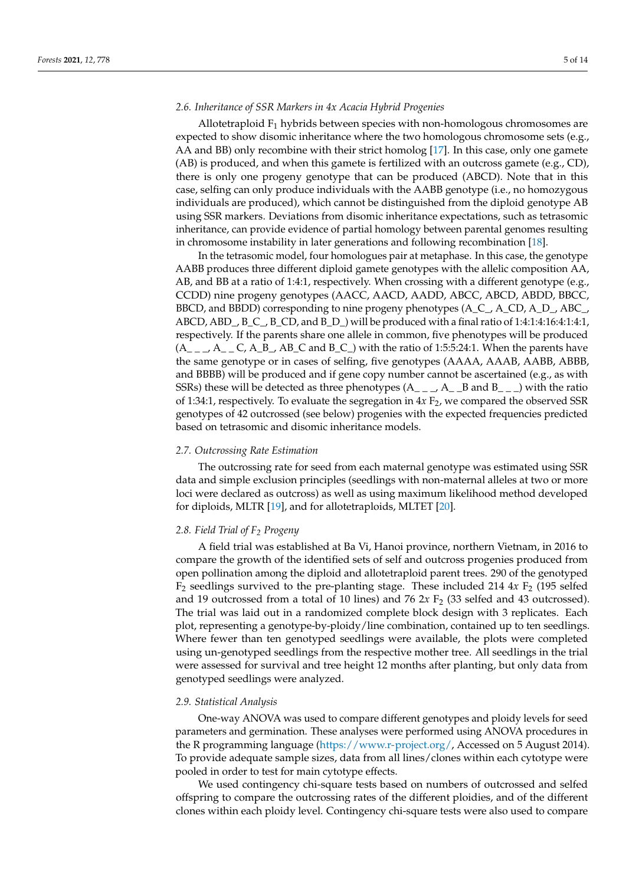### 2.6. Inheritance of SSR Markers in 4x Acacia Hybrid Progenies

Allotetraploid $F_1$ hybrids between species with non-homologous chromosomes are expected to show disomic inheritance where the two homologous chromosome sets (e.g., AA and BB) only recombine with their strict homolog [17]. In this case, only one gamete (AB) is produced, and when this gamete is fertilized with an outcross gamete (e.g., CD), there is only one progeny genotype that can be produced (ABCD). Note that in this case, selfing can only produce individuals with the AABB genotype (i.e., no homozygous individuals are produced), which cannot be distinguished from the diploid genotype AB using SSR markers. Deviations from disomic inheritance expectations, such as tetrasomic inheritance, can provide evidence of partial homology between parental genomes resulting in chromosome instability in later generations and following recombination [18].

In the tetrasomic model, four homologues pair at metaphase. In this case, the genotype AABB produces three different diploid gamete genotypes with the allelic composition AA, AB, and BB at a ratio of 1:4:1, respectively. When crossing with a different genotype (e.g., CCDD) nine progeny genotypes (AACC, AACD, AADD, ABCC, ABCD, ABDD, BBCC, BBCD, and BBDD) corresponding to nine progeny phenotypes (A_C_, A_CD, A_D_, ABC_, ABCD, ABD_, B_C_, B_CD, and B_D_) will be produced with a final ratio of 1:4:1:4:16:4:1:4:1, respectively. If the parents share one allele in common, five phenotypes will be produced (A_ _ _, A_ _ C, A_B_, AB_C and B_C_) with the ratio of 1:5:5:24:1. When the parents have the same genotype or in cases of selfing, five genotypes (AAAA, AAAB, AABB, ABBB, and BBBB) will be produced and if gene copy number cannot be ascertained (e.g., as with SSRs) these will be detected as three phenotypes (A_ _ _, A_ _B and B_ _ _) with the ratio of 1:34:1, respectively. To evaluate the segregation in 4*x* $F_2$, we compared the observed SSR genotypes of 42 outcrossed (see below) progenies with the expected frequencies predicted based on tetrasomic and disomic inheritance models.

### 2.7. Outcrossing Rate Estimation

The outcrossing rate for seed from each maternal genotype was estimated using SSR data and simple exclusion principles (seedlings with non-maternal alleles at two or more loci were declared as outcross) as well as using maximum likelihood method developed for diploids, MLTR [19], and for allotetraploids, MLTET [20].

### 2.8. Field Trial of $F_2$ Progeny

A field trial was established at Ba Vi, Hanoi province, northern Vietnam, in 2016 to compare the growth of the identified sets of self and outcross progenies produced from open pollination among the diploid and allotetraploid parent trees. 290 of the genotyped $F_2$ seedlings survived to the pre-planting stage. These included 214 4*x* $F_2$ (195 selfed and 19 outcrossed from a total of 10 lines) and 76 2*x* $F_2$ (33 selfed and 43 outcrossed). The trial was laid out in a randomized complete block design with 3 replicates. Each plot, representing a genotype-by-ploidy/line combination, contained up to ten seedlings. Where fewer than ten genotyped seedlings were available, the plots were completed using un-genotyped seedlings from the respective mother tree. All seedlings in the trial were assessed for survival and tree height 12 months after planting, but only data from genotyped seedlings were analyzed.

### 2.9. Statistical Analysis

One-way ANOVA was used to compare different genotypes and ploidy levels for seed parameters and germination. These analyses were performed using ANOVA procedures in the R programming language (https://www.r-project.org/, Accessed on 5 August 2014). To provide adequate sample sizes, data from all lines/clones within each cytotype were pooled in order to test for main cytotype effects.

We used contingency chi-square tests based on numbers of outcrossed and selfed offspring to compare the outcrossing rates of the different ploidies, and of the different clones within each ploidy level. Contingency chi-square tests were also used to compare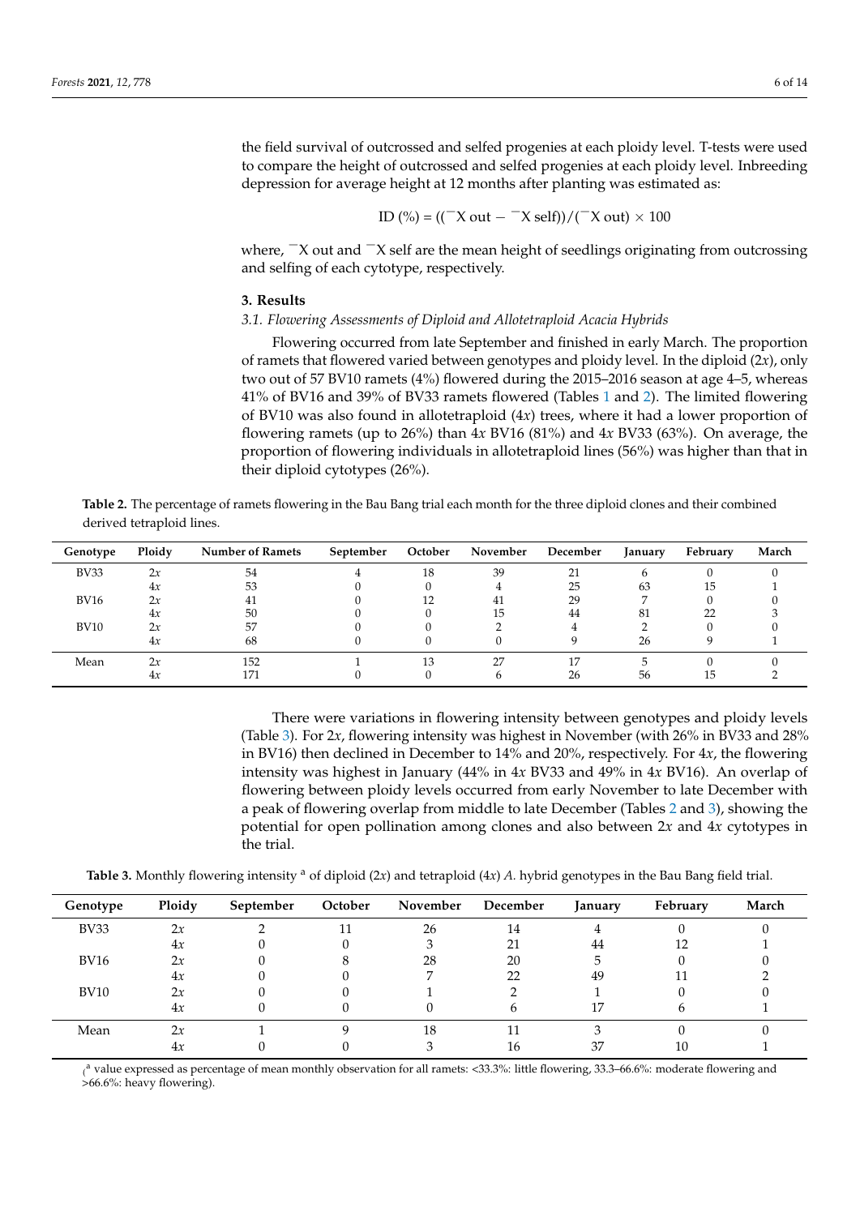the field survival of outcrossed and selfed progenies at each ploidy level. T-tests were used to compare the height of outcrossed and selfed progenies at each ploidy level. Inbreeding depression for average height at 12 months after planting was estimated as:

$$ID\ (\%) = ((\bar{X}\ out - \bar{X}\ self))/(\bar{X}\ out) \times 100$$

where, $\bar{X}$ out and $\bar{X}$ self are the mean height of seedlings originating from outcrossing and selfing of each cytotype, respectively.

## 3. Results

### 3.1. Flowering Assessments of Diploid and Allotetraploid Acacia Hybrids

Flowering occurred from late September and finished in early March. The proportion of ramets that flowered varied between genotypes and ploidy level. In the diploid (2*x*), only two out of 57 BV10 ramets (4%) flowered during the 2015–2016 season at age 4–5, whereas 41% of BV16 and 39% of BV33 ramets flowered (Tables 1 and 2). The limited flowering of BV10 was also found in allotetraploid (4*x*) trees, where it had a lower proportion of flowering ramets (up to 26%) than 4*x* BV16 (81%) and 4*x* BV33 (63%). On average, the proportion of flowering individuals in allotetraploid lines (56%) was higher than that in their diploid cytotypes (26%).

**Table 2.** The percentage of ramets flowering in the Bau Bang trial each month for the three diploid clones and their combined derived tetraploid lines.

| Genotype | Ploidy | Number of Ramets | September | October | November | December | January | February | March |
|---|---|---|---|---|---|---|---|---|---|
| BV33 | 2*x* | 54 | 4 | 18 | 39 | 21 | 6 | 0 | 0 |
| | 4*x* | 53 | 0 | 0 | 4 | 25 | 63 | 15 | 1 |
| BV16 | 2*x* | 41 | 0 | 12 | 41 | 29 | 7 | 0 | 0 |
| | 4*x* | 50 | 0 | 0 | 15 | 44 | 81 | 22 | 3 |
| BV10 | 2*x* | 57 | 0 | 0 | 2 | 4 | 2 | 0 | 0 |
| | 4*x* | 68 | 0 | 0 | 0 | 9 | 26 | 9 | 1 |
| Mean | 2*x* | 152 | 1 | 13 | 27 | 17 | 5 | 0 | 0 |
| | 4*x* | 171 | 0 | 0 | 6 | 26 | 56 | 15 | 2 |

There were variations in flowering intensity between genotypes and ploidy levels (Table 3). For 2*x*, flowering intensity was highest in November (with 26% in BV33 and 28% in BV16) then declined in December to 14% and 20%, respectively. For 4*x*, the flowering intensity was highest in January (44% in 4*x* BV33 and 49% in 4*x* BV16). An overlap of flowering between ploidy levels occurred from early November to late December with a peak of flowering overlap from middle to late December (Tables 2 and 3), showing the potential for open pollination among clones and also between 2*x* and 4*x* cytotypes in the trial.

**Table 3.** Monthly flowering intensity [a] of diploid (2*x*) and tetraploid (4*x*) *A.* hybrid genotypes in the Bau Bang field trial.

| Genotype | Ploidy | September | October | November | December | January | February | March |
|---|---|---|---|---|---|---|---|---|
| BV33 | 2*x* | 2 | 11 | 26 | 14 | 4 | 0 | 0 |
| | 4*x* | 0 | 0 | 3 | 21 | 44 | 12 | 1 |
| BV16 | 2*x* | 0 | 8 | 28 | 20 | 5 | 0 | 0 |
| | 4*x* | 0 | 0 | 7 | 22 | 49 | 11 | 2 |
| BV10 | 2*x* | 0 | 0 | 1 | 2 | 1 | 0 | 0 |
| | 4*x* | 0 | 0 | 0 | 6 | 17 | 6 | 1 |
| Mean | 2*x* | 1 | 9 | 18 | 11 | 3 | 0 | 0 |
| | 4*x* | 0 | 0 | 3 | 16 | 37 | 10 | 1 |

([a] value expressed as percentage of mean monthly observation for all ramets: <33.3%: little flowering, 33.3–66.6%: moderate flowering and >66.6%: heavy flowering).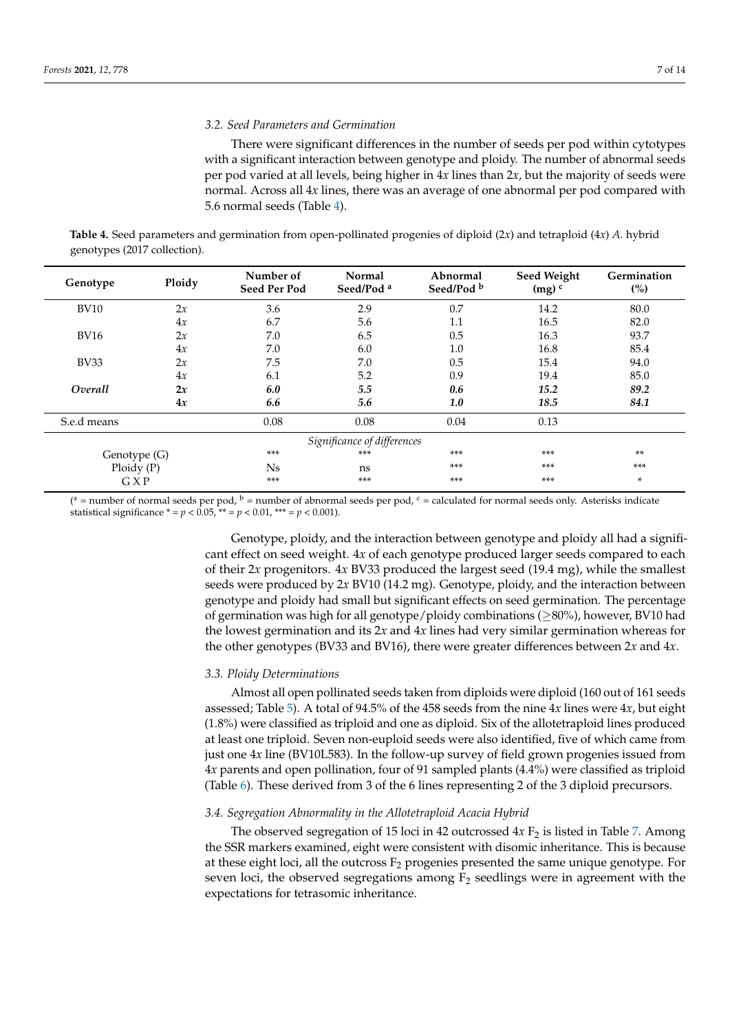### 3.2. Seed Parameters and Germination

There were significant differences in the number of seeds per pod within cytotypes with a significant interaction between genotype and ploidy. The number of abnormal seeds per pod varied at all levels, being higher in 4*x* lines than 2*x*, but the majority of seeds were normal. Across all 4*x* lines, there was an average of one abnormal per pod compared with 5.6 normal seeds (Table 4).

**Table 4.** Seed parameters and germination from open-pollinated progenies of diploid (2*x*) and tetraploid (4*x*) *A.* hybrid genotypes (2017 collection).

| Genotype | Ploidy | Number of Seed Per Pod | Normal Seed/Pod [a] | Abnormal Seed/Pod [b] | Seed Weight (mg) [c] | Germination (%) |
|---|---|---|---|---|---|---|
| BV10 | 2*x* | 3.6 | 2.9 | 0.7 | 14.2 | 80.0 |
| | 4*x* | 6.7 | 5.6 | 1.1 | 16.5 | 82.0 |
| BV16 | 2*x* | 7.0 | 6.5 | 0.5 | 16.3 | 93.7 |
| | 4*x* | 7.0 | 6.0 | 1.0 | 16.8 | 85.4 |
| BV33 | 2*x* | 7.5 | 7.0 | 0.5 | 15.4 | 94.0 |
| | 4*x* | 6.1 | 5.2 | 0.9 | 19.4 | 85.0 |
| ***Overall*** | **2*x*** | ***6.0*** | ***5.5*** | ***0.6*** | ***15.2*** | ***89.2*** |
| | **4*x*** | ***6.6*** | ***5.6*** | ***1.0*** | ***18.5*** | ***84.1*** |
| S.e.d means | | 0.08 | 0.08 | 0.04 | 0.13 | |
| | | | *Significance of differences* | | | |
| Genotype (G) | | *** | *** | *** | *** | ** |
| Ploidy (P) | | Ns | ns | *** | *** | *** |
| G X P | | *** | *** | *** | *** | * |

([a] = number of normal seeds per pod, [b] = number of abnormal seeds per pod, [c] = calculated for normal seeds only. Asterisks indicate statistical significance * = $p < 0.05$, ** = $p < 0.01$, *** = $p < 0.001$).

Genotype, ploidy, and the interaction between genotype and ploidy all had a significant effect on seed weight. 4*x* of each genotype produced larger seeds compared to each of their 2*x* progenitors. 4*x* BV33 produced the largest seed (19.4 mg), while the smallest seeds were produced by 2*x* BV10 (14.2 mg). Genotype, ploidy, and the interaction between genotype and ploidy had small but significant effects on seed germination. The percentage of germination was high for all genotype/ploidy combinations (≥80%), however, BV10 had the lowest germination and its 2*x* and 4*x* lines had very similar germination whereas for the other genotypes (BV33 and BV16), there were greater differences between 2*x* and 4*x*.

### 3.3. Ploidy Determinations

Almost all open pollinated seeds taken from diploids were diploid (160 out of 161 seeds assessed; Table 5). A total of 94.5% of the 458 seeds from the nine 4*x* lines were 4*x*, but eight (1.8%) were classified as triploid and one as diploid. Six of the allotetraploid lines produced at least one triploid. Seven non-euploid seeds were also identified, five of which came from just one 4*x* line (BV10L583). In the follow-up survey of field grown progenies issued from 4*x* parents and open pollination, four of 91 sampled plants (4.4%) were classified as triploid (Table 6). These derived from 3 of the 6 lines representing 2 of the 3 diploid precursors.

### 3.4. Segregation Abnormality in the Allotetraploid Acacia Hybrid

The observed segregation of 15 loci in 42 outcrossed 4*x* $F_2$ is listed in Table 7. Among the SSR markers examined, eight were consistent with disomic inheritance. This is because at these eight loci, all the outcross $F_2$ progenies presented the same unique genotype. For seven loci, the observed segregations among $F_2$ seedlings were in agreement with the expectations for tetrasomic inheritance.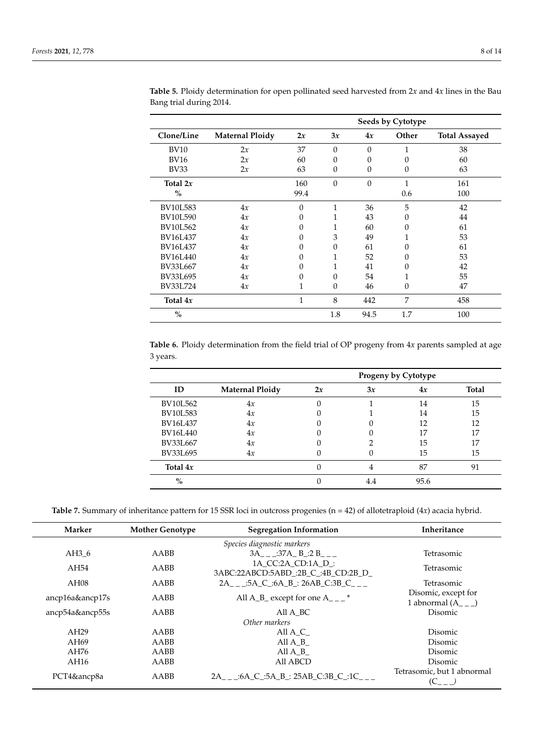**Table 5.** Ploidy determination for open pollinated seed harvested from 2*x* and 4*x* lines in the Bau Bang trial during 2014.

| | | Seeds by Cytotype | | | | |
|---|---|---|---|---|---|---|
| **Clone/Line** | **Maternal Ploidy** | **2*x*** | **3*x*** | **4*x*** | **Other** | **Total Assayed** |
| BV10 | 2*x* | 37 | 0 | 0 | 1 | 38 |
| BV16 | 2*x* | 60 | 0 | 0 | 0 | 60 |
| BV33 | 2*x* | 63 | 0 | 0 | 0 | 63 |
| **Total 2*x*** | | 160 | 0 | 0 | 1 | 161 |
| **%** | | 99.4 | | | 0.6 | 100 |
| BV10L583 | 4*x* | 0 | 1 | 36 | 5 | 42 |
| BV10L590 | 4*x* | 0 | 1 | 43 | 0 | 44 |
| BV10L562 | 4*x* | 0 | 1 | 60 | 0 | 61 |
| BV16L437 | 4*x* | 0 | 3 | 49 | 1 | 53 |
| BV16L437 | 4*x* | 0 | 0 | 61 | 0 | 61 |
| BV16L440 | 4*x* | 0 | 1 | 52 | 0 | 53 |
| BV33L667 | 4*x* | 0 | 1 | 41 | 0 | 42 |
| BV33L695 | 4*x* | 0 | 0 | 54 | 1 | 55 |
| BV33L724 | 4*x* | 1 | 0 | 46 | 0 | 47 |
| **Total 4*x*** | | 1 | 8 | 442 | 7 | 458 |
| **%** | | | 1.8 | 94.5 | 1.7 | 100 |

**Table 6.** Ploidy determination from the field trial of OP progeny from 4*x* parents sampled at age 3 years.

| | | Progeny by Cytotype | | | |
|---|---|---|---|---|---|
| **ID** | **Maternal Ploidy** | **2*x*** | **3*x*** | **4*x*** | **Total** |
| BV10L562 | 4*x* | 0 | 1 | 14 | 15 |
| BV10L583 | 4*x* | 0 | 1 | 14 | 15 |
| BV16L437 | 4*x* | 0 | 0 | 12 | 12 |
| BV16L440 | 4*x* | 0 | 0 | 17 | 17 |
| BV33L667 | 4*x* | 0 | 2 | 15 | 17 |
| BV33L695 | 4*x* | 0 | 0 | 15 | 15 |
| **Total 4*x*** | | 0 | 4 | 87 | 91 |
| **%** | | 0 | 4.4 | 95.6 | |

**Table 7.** Summary of inheritance pattern for 15 SSR loci in outcross progenies (n = 42) of allotetraploid (4*x*) acacia hybrid.

| **Marker** | **Mother Genotype** | **Segregation Information** | **Inheritance** |
|---|---|---|---|
| | | *Species diagnostic markers* | |
| AH3_6 | AABB | 3A_ _ _:37A_ B_:2 B_ _ _ | Tetrasomic |
| AH54 | AABB | 1A_CC:2A_CD:1A_D_: 3ABC:22ABCD:5ABD_:2B_C_:4B_CD:2B_D_ | Tetrasomic |
| AH08 | AABB | 2A_ _ _:5A_C_:6A_B_: 26AB_C:3B_C_ _ _ | Tetrasomic |
| ancp16a&ancp17s | AABB | All A_B_ except for one A_ _ _ * | Disomic, except for 1 abnormal (A_ _ _) |
| ancp54a&ancp55s | AABB | All A_BC | Disomic |
| | | *Other markers* | |
| AH29 | AABB | All A_C_ | Disomic |
| AH69 | AABB | All A_B_ | Disomic |
| AH76 | AABB | All A_B_ | Disomic |
| AH16 | AABB | All ABCD | Disomic |
| PCT4&ancp8a | AABB | 2A_ _ _:6A_C_:5A_B_: 25AB_C:3B_C_:1C_ _ _ | Tetrasomic, but 1 abnormal (C_ _ _) |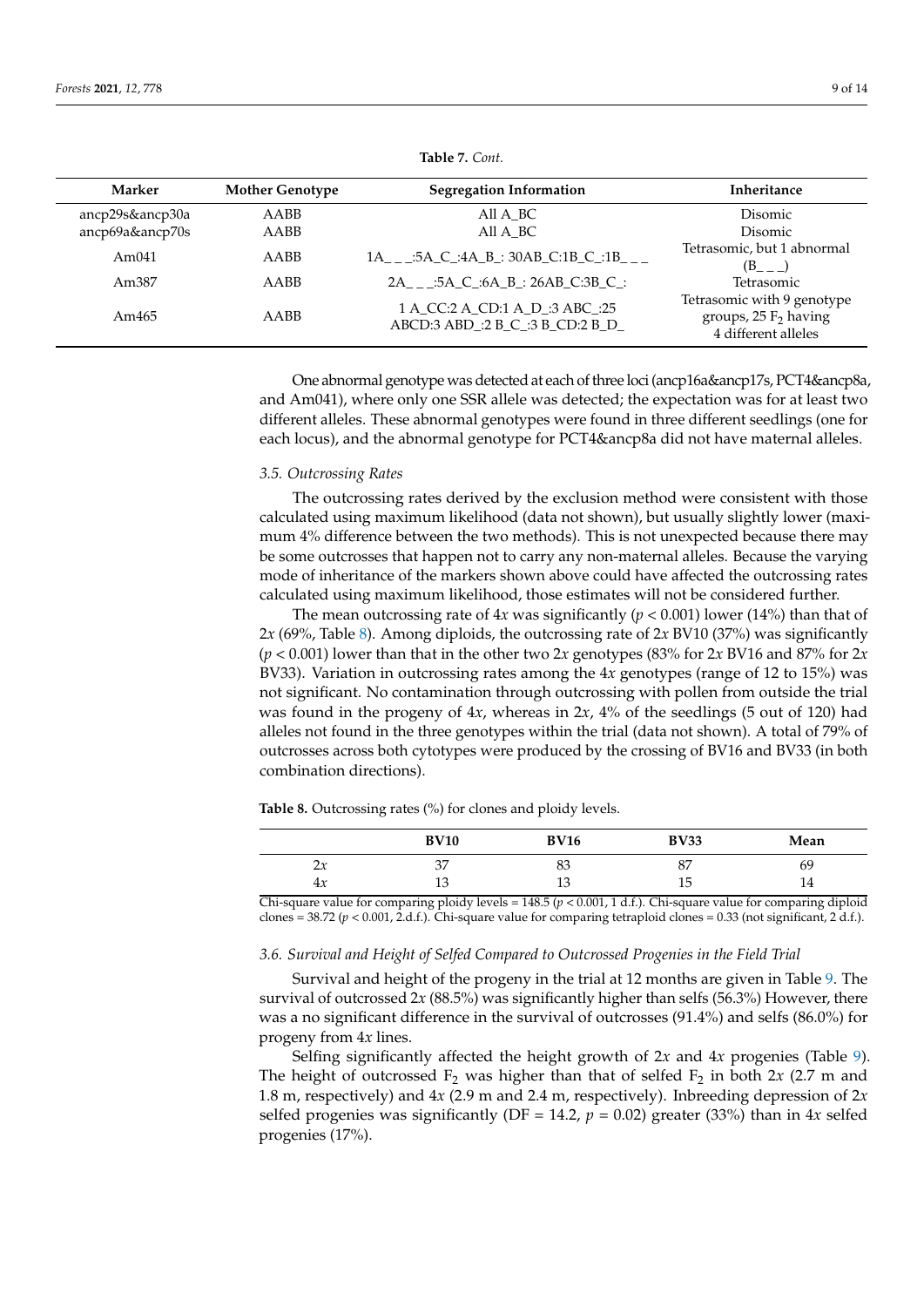**Table 7.** *Cont.*

| Marker | Mother Genotype | Segregation Information | Inheritance |
|---|---|---|---|
| ancp29s&ancp30a | AABB | All A_BC | Disomic |
| ancp69a&ancp70s | AABB | All A_BC | Disomic |
| Am041 | AABB | 1A_ _ _:5A_C_:4A_B_: 30AB_C:1B_C_:1B_ _ _ | Tetrasomic, but 1 abnormal (B_ _ _) |
| Am387 | AABB | 2A_ _ _:5A_C_:6A_B_: 26AB_C:3B_C_: | Tetrasomic |
| Am465 | AABB | 1 A_CC:2 A_CD:1 A_D_:3 ABC_:25 ABCD:3 ABD_:2 B_C_:3 B_CD:2 B_D_ | Tetrasomic with 9 genotype groups, 25 $F_2$ having 4 different alleles |

One abnormal genotype was detected at each of three loci (ancp16a&ancp17s, PCT4&ancp8a, and Am041), where only one SSR allele was detected; the expectation was for at least two different alleles. These abnormal genotypes were found in three different seedlings (one for each locus), and the abnormal genotype for PCT4&ancp8a did not have maternal alleles.

### 3.5. Outcrossing Rates

The outcrossing rates derived by the exclusion method were consistent with those calculated using maximum likelihood (data not shown), but usually slightly lower (maximum 4% difference between the two methods). This is not unexpected because there may be some outcrosses that happen not to carry any non-maternal alleles. Because the varying mode of inheritance of the markers shown above could have affected the outcrossing rates calculated using maximum likelihood, those estimates will not be considered further.

The mean outcrossing rate of 4*x* was significantly ($p < 0.001$) lower (14%) than that of 2*x* (69%, Table 8). Among diploids, the outcrossing rate of 2*x* BV10 (37%) was significantly ($p < 0.001$) lower than that in the other two 2*x* genotypes (83% for 2*x* BV16 and 87% for 2*x* BV33). Variation in outcrossing rates among the 4*x* genotypes (range of 12 to 15%) was not significant. No contamination through outcrossing with pollen from outside the trial was found in the progeny of 4*x*, whereas in 2*x*, 4% of the seedlings (5 out of 120) had alleles not found in the three genotypes within the trial (data not shown). A total of 79% of outcrosses across both cytotypes were produced by the crossing of BV16 and BV33 (in both combination directions).

**Table 8.** Outcrossing rates (%) for clones and ploidy levels.

| | BV10 | BV16 | BV33 | Mean |
|---|---|---|---|---|
| 2*x* | 37 | 83 | 87 | 69 |
| 4*x* | 13 | 13 | 15 | 14 |

Chi-square value for comparing ploidy levels = 148.5 ($p < 0.001$, 1 d.f.). Chi-square value for comparing diploid clones = 38.72 ($p < 0.001$, 2.d.f.). Chi-square value for comparing tetraploid clones = 0.33 (not significant, 2 d.f.).

### 3.6. Survival and Height of Selfed Compared to Outcrossed Progenies in the Field Trial

Survival and height of the progeny in the trial at 12 months are given in Table 9. The survival of outcrossed 2*x* (88.5%) was significantly higher than selfs (56.3%) However, there was a no significant difference in the survival of outcrosses (91.4%) and selfs (86.0%) for progeny from 4*x* lines.

Selfing significantly affected the height growth of 2*x* and 4*x* progenies (Table 9). The height of outcrossed $F_2$ was higher than that of selfed $F_2$ in both 2*x* (2.7 m and 1.8 m, respectively) and 4*x* (2.9 m and 2.4 m, respectively). Inbreeding depression of 2*x* selfed progenies was significantly (DF = 14.2, $p = 0.02$) greater (33%) than in 4*x* selfed progenies (17%).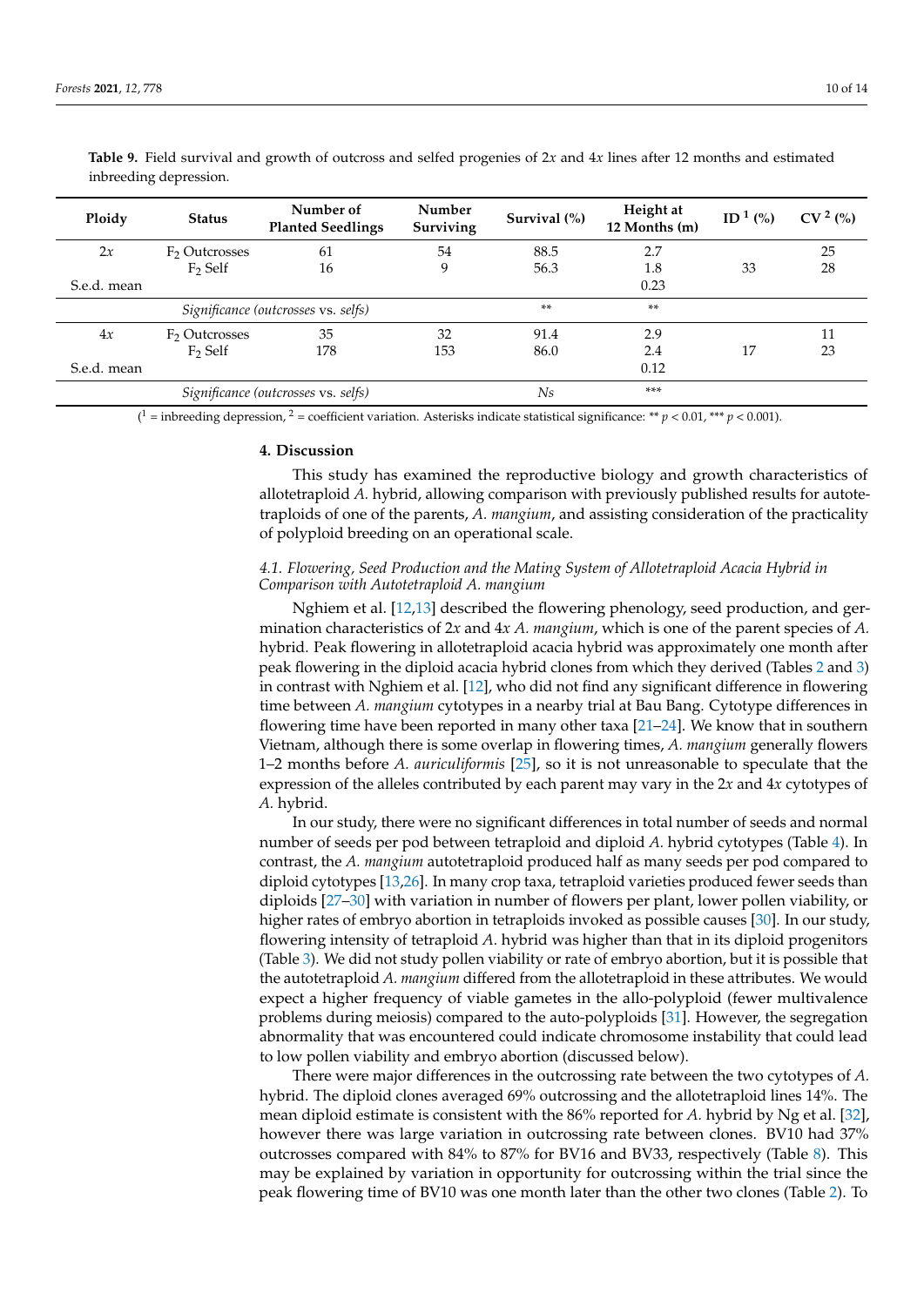**Table 9.** Field survival and growth of outcross and selfed progenies of 2*x* and 4*x* lines after 12 months and estimated inbreeding depression.

| Ploidy | Status | Number of Planted Seedlings | Number Surviving | Survival (%) | Height at 12 Months (m) | ID [1] (%) | CV [2] (%) |
|---|---|---|---|---|---|---|---|
| 2*x* | $F_2$ Outcrosses | 61 | 54 | 88.5 | 2.7 | | 25 |
| | $F_2$ Self | 16 | 9 | 56.3 | 1.8 | 33 | 28 |
| S.e.d. mean | | | | | 0.23 | | |
| | *Significance (outcrosses* vs. *selfs)* | | | ** | ** | | |
| 4*x* | $F_2$ Outcrosses | 35 | 32 | 91.4 | 2.9 | | 11 |
| | $F_2$ Self | 178 | 153 | 86.0 | 2.4 | 17 | 23 |
| S.e.d. mean | | | | | 0.12 | | |
| | *Significance (outcrosses* vs. *selfs)* | | | *Ns* | *** | | |

([1] = inbreeding depression, [2] = coefficient variation. Asterisks indicate statistical significance: ** $p < 0.01$, *** $p < 0.001$).

## 4. Discussion

This study has examined the reproductive biology and growth characteristics of allotetraploid *A.* hybrid, allowing comparison with previously published results for autotetraploids of one of the parents, *A. mangium*, and assisting consideration of the practicality of polyploid breeding on an operational scale.

### 4.1. Flowering, Seed Production and the Mating System of Allotetraploid Acacia Hybrid in Comparison with Autotetraploid A. mangium

Nghiem et al. [12,13] described the flowering phenology, seed production, and germination characteristics of 2*x* and 4*x* *A. mangium*, which is one of the parent species of *A.* hybrid. Peak flowering in allotetraploid acacia hybrid was approximately one month after peak flowering in the diploid acacia hybrid clones from which they derived (Tables 2 and 3) in contrast with Nghiem et al. [12], who did not find any significant difference in flowering time between *A. mangium* cytotypes in a nearby trial at Bau Bang. Cytotype differences in flowering time have been reported in many other taxa [21–24]. We know that in southern Vietnam, although there is some overlap in flowering times, *A. mangium* generally flowers 1–2 months before *A. auriculiformis* [25], so it is not unreasonable to speculate that the expression of the alleles contributed by each parent may vary in the 2*x* and 4*x* cytotypes of *A.* hybrid.

In our study, there were no significant differences in total number of seeds and normal number of seeds per pod between tetraploid and diploid *A.* hybrid cytotypes (Table 4). In contrast, the *A. mangium* autotetraploid produced half as many seeds per pod compared to diploid cytotypes [13,26]. In many crop taxa, tetraploid varieties produced fewer seeds than diploids [27–30] with variation in number of flowers per plant, lower pollen viability, or higher rates of embryo abortion in tetraploids invoked as possible causes [30]. In our study, flowering intensity of tetraploid *A.* hybrid was higher than that in its diploid progenitors (Table 3). We did not study pollen viability or rate of embryo abortion, but it is possible that the autotetraploid *A. mangium* differed from the allotetraploid in these attributes. We would expect a higher frequency of viable gametes in the allo-polyploid (fewer multivalence problems during meiosis) compared to the auto-polyploids [31]. However, the segregation abnormality that was encountered could indicate chromosome instability that could lead to low pollen viability and embryo abortion (discussed below).

There were major differences in the outcrossing rate between the two cytotypes of *A.* hybrid. The diploid clones averaged 69% outcrossing and the allotetraploid lines 14%. The mean diploid estimate is consistent with the 86% reported for *A.* hybrid by Ng et al. [32], however there was large variation in outcrossing rate between clones. BV10 had 37% outcrosses compared with 84% to 87% for BV16 and BV33, respectively (Table 8). This may be explained by variation in opportunity for outcrossing within the trial since the peak flowering time of BV10 was one month later than the other two clones (Table 2). To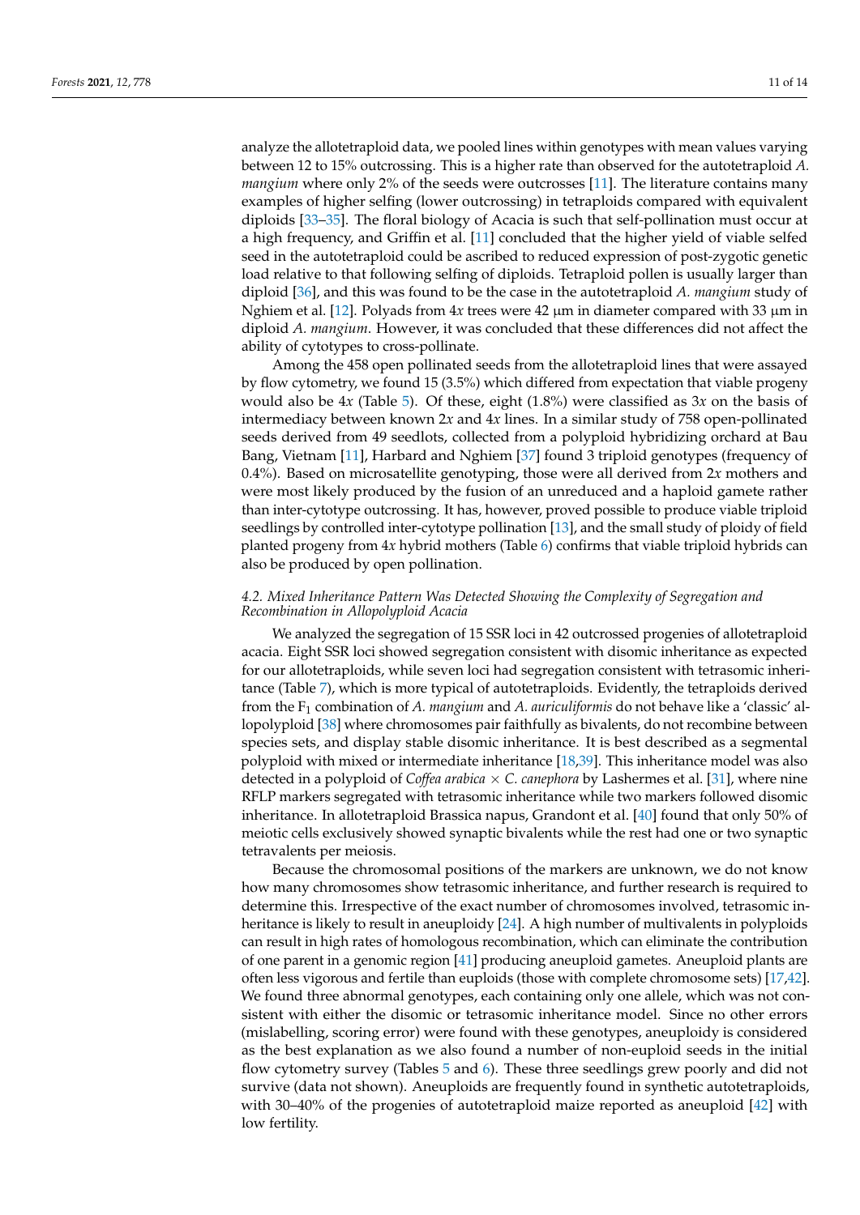analyze the allotetraploid data, we pooled lines within genotypes with mean values varying between 12 to 15% outcrossing. This is a higher rate than observed for the autotetraploid *A. mangium* where only 2% of the seeds were outcrosses [11]. The literature contains many examples of higher selfing (lower outcrossing) in tetraploids compared with equivalent diploids [33–35]. The floral biology of Acacia is such that self-pollination must occur at a high frequency, and Griffin et al. [11] concluded that the higher yield of viable selfed seed in the autotetraploid could be ascribed to reduced expression of post-zygotic genetic load relative to that following selfing of diploids. Tetraploid pollen is usually larger than diploid [36], and this was found to be the case in the autotetraploid *A. mangium* study of Nghiem et al. [12]. Polyads from 4*x* trees were 42 μm in diameter compared with 33 μm in diploid *A. mangium*. However, it was concluded that these differences did not affect the ability of cytotypes to cross-pollinate.

Among the 458 open pollinated seeds from the allotetraploid lines that were assayed by flow cytometry, we found 15 (3.5%) which differed from expectation that viable progeny would also be 4*x* (Table 5). Of these, eight (1.8%) were classified as 3*x* on the basis of intermediacy between known 2*x* and 4*x* lines. In a similar study of 758 open-pollinated seeds derived from 49 seedlots, collected from a polyploid hybridizing orchard at Bau Bang, Vietnam [11], Harbard and Nghiem [37] found 3 triploid genotypes (frequency of 0.4%). Based on microsatellite genotyping, those were all derived from 2*x* mothers and were most likely produced by the fusion of an unreduced and a haploid gamete rather than inter-cytotype outcrossing. It has, however, proved possible to produce viable triploid seedlings by controlled inter-cytotype pollination [13], and the small study of ploidy of field planted progeny from 4*x* hybrid mothers (Table 6) confirms that viable triploid hybrids can also be produced by open pollination.

### *4.2. Mixed Inheritance Pattern Was Detected Showing the Complexity of Segregation and Recombination in Allopolyploid Acacia*

We analyzed the segregation of 15 SSR loci in 42 outcrossed progenies of allotetraploid acacia. Eight SSR loci showed segregation consistent with disomic inheritance as expected for our allotetraploids, while seven loci had segregation consistent with tetrasomic inheritance (Table 7), which is more typical of autotetraploids. Evidently, the tetraploids derived from the $F_1$ combination of *A. mangium* and *A. auriculiformis* do not behave like a 'classic' allopolyploid [38] where chromosomes pair faithfully as bivalents, do not recombine between species sets, and display stable disomic inheritance. It is best described as a segmental polyploid with mixed or intermediate inheritance [18,39]. This inheritance model was also detected in a polyploid of *Coffea arabica* × *C. canephora* by Lashermes et al. [31], where nine RFLP markers segregated with tetrasomic inheritance while two markers followed disomic inheritance. In allotetraploid Brassica napus, Grandont et al. [40] found that only 50% of meiotic cells exclusively showed synaptic bivalents while the rest had one or two synaptic tetravalents per meiosis.

Because the chromosomal positions of the markers are unknown, we do not know how many chromosomes show tetrasomic inheritance, and further research is required to determine this. Irrespective of the exact number of chromosomes involved, tetrasomic inheritance is likely to result in aneuploidy [24]. A high number of multivalents in polyploids can result in high rates of homologous recombination, which can eliminate the contribution of one parent in a genomic region [41] producing aneuploid gametes. Aneuploid plants are often less vigorous and fertile than euploids (those with complete chromosome sets) [17,42]. We found three abnormal genotypes, each containing only one allele, which was not consistent with either the disomic or tetrasomic inheritance model. Since no other errors (mislabelling, scoring error) were found with these genotypes, aneuploidy is considered as the best explanation as we also found a number of non-euploid seeds in the initial flow cytometry survey (Tables 5 and 6). These three seedlings grew poorly and did not survive (data not shown). Aneuploids are frequently found in synthetic autotetraploids, with 30–40% of the progenies of autotetraploid maize reported as aneuploid [42] with low fertility.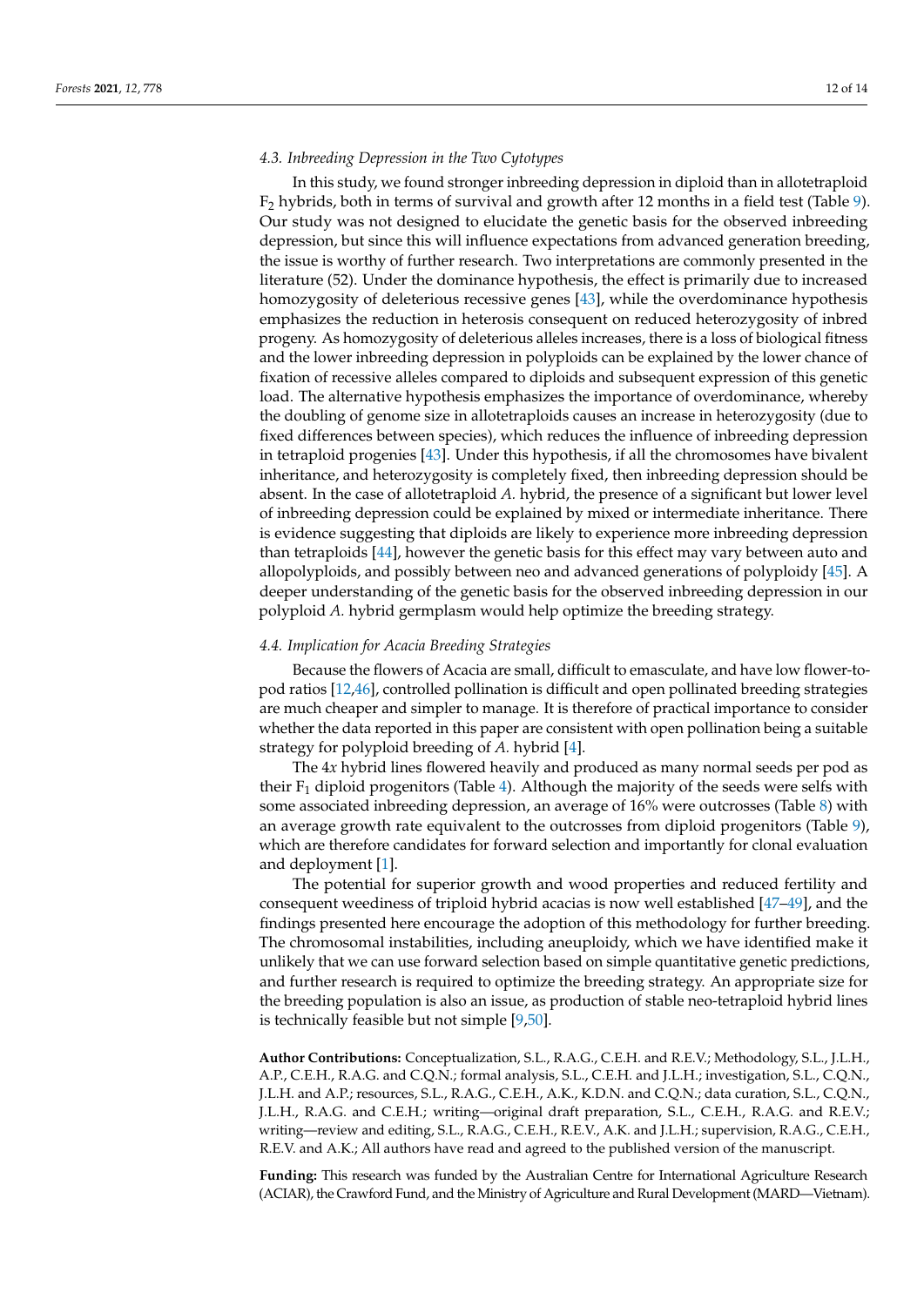### 4.3. Inbreeding Depression in the Two Cytotypes

In this study, we found stronger inbreeding depression in diploid than in allotetraploid $F_2$ hybrids, both in terms of survival and growth after 12 months in a field test (Table 9). Our study was not designed to elucidate the genetic basis for the observed inbreeding depression, but since this will influence expectations from advanced generation breeding, the issue is worthy of further research. Two interpretations are commonly presented in the literature (52). Under the dominance hypothesis, the effect is primarily due to increased homozygosity of deleterious recessive genes [43], while the overdominance hypothesis emphasizes the reduction in heterosis consequent on reduced heterozygosity of inbred progeny. As homozygosity of deleterious alleles increases, there is a loss of biological fitness and the lower inbreeding depression in polyploids can be explained by the lower chance of fixation of recessive alleles compared to diploids and subsequent expression of this genetic load. The alternative hypothesis emphasizes the importance of overdominance, whereby the doubling of genome size in allotetraploids causes an increase in heterozygosity (due to fixed differences between species), which reduces the influence of inbreeding depression in tetraploid progenies [43]. Under this hypothesis, if all the chromosomes have bivalent inheritance, and heterozygosity is completely fixed, then inbreeding depression should be absent. In the case of allotetraploid *A.* hybrid, the presence of a significant but lower level of inbreeding depression could be explained by mixed or intermediate inheritance. There is evidence suggesting that diploids are likely to experience more inbreeding depression than tetraploids [44], however the genetic basis for this effect may vary between auto and allopolyploids, and possibly between neo and advanced generations of polyploidy [45]. A deeper understanding of the genetic basis for the observed inbreeding depression in our polyploid *A.* hybrid germplasm would help optimize the breeding strategy.

### 4.4. Implication for Acacia Breeding Strategies

Because the flowers of Acacia are small, difficult to emasculate, and have low flower-to-pod ratios [12,46], controlled pollination is difficult and open pollinated breeding strategies are much cheaper and simpler to manage. It is therefore of practical importance to consider whether the data reported in this paper are consistent with open pollination being a suitable strategy for polyploid breeding of *A.* hybrid [4].

The 4*x* hybrid lines flowered heavily and produced as many normal seeds per pod as their $F_1$ diploid progenitors (Table 4). Although the majority of the seeds were selfs with some associated inbreeding depression, an average of 16% were outcrosses (Table 8) with an average growth rate equivalent to the outcrosses from diploid progenitors (Table 9), which are therefore candidates for forward selection and importantly for clonal evaluation and deployment [1].

The potential for superior growth and wood properties and reduced fertility and consequent weediness of triploid hybrid acacias is now well established [47–49], and the findings presented here encourage the adoption of this methodology for further breeding. The chromosomal instabilities, including aneuploidy, which we have identified make it unlikely that we can use forward selection based on simple quantitative genetic predictions, and further research is required to optimize the breeding strategy. An appropriate size for the breeding population is also an issue, as production of stable neo-tetraploid hybrid lines is technically feasible but not simple [9,50].

**Author Contributions:** Conceptualization, S.L., R.A.G., C.E.H. and R.E.V.; Methodology, S.L., J.L.H., A.P., C.E.H., R.A.G. and C.Q.N.; formal analysis, S.L., C.E.H. and J.L.H.; investigation, S.L., C.Q.N., J.L.H. and A.P.; resources, S.L., R.A.G., C.E.H., A.K., K.D.N. and C.Q.N.; data curation, S.L., C.Q.N., J.L.H., R.A.G. and C.E.H.; writing—original draft preparation, S.L., C.E.H., R.A.G. and R.E.V.; writing—review and editing, S.L., R.A.G., C.E.H., R.E.V., A.K. and J.L.H.; supervision, R.A.G., C.E.H., R.E.V. and A.K.; All authors have read and agreed to the published version of the manuscript.

**Funding:** This research was funded by the Australian Centre for International Agriculture Research (ACIAR), the Crawford Fund, and the Ministry of Agriculture and Rural Development (MARD—Vietnam).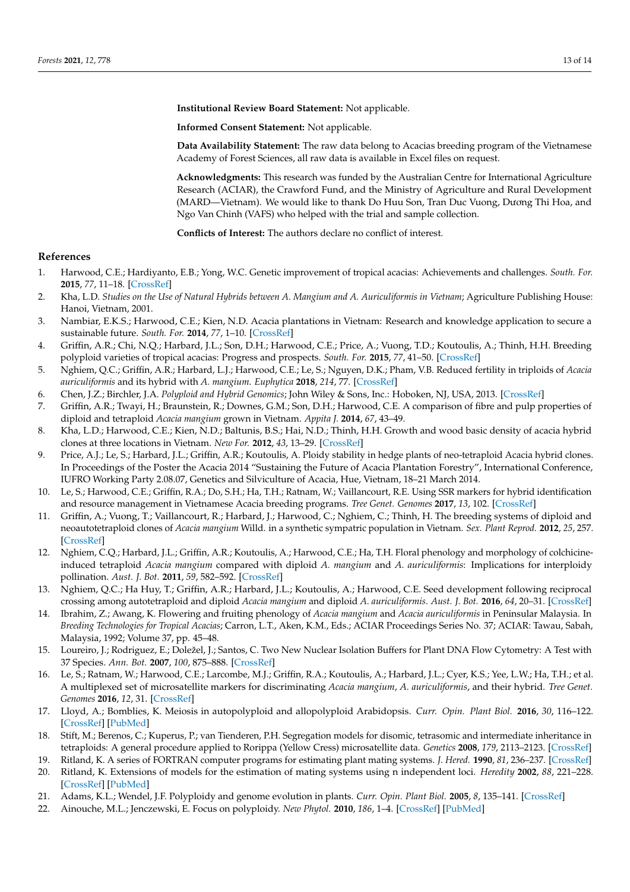**Institutional Review Board Statement:** Not applicable.

**Informed Consent Statement:** Not applicable.

**Data Availability Statement:** The raw data belong to Acacias breeding program of the Vietnamese Academy of Forest Sciences, all raw data is available in Excel files on request.

**Acknowledgments:** This research was funded by the Australian Centre for International Agriculture Research (ACIAR), the Crawford Fund, and the Ministry of Agriculture and Rural Development (MARD—Vietnam). We would like to thank Do Huu Son, Tran Duc Vuong, Dương Thi Hoa, and Ngo Van Chinh (VAFS) who helped with the trial and sample collection.

**Conflicts of Interest:** The authors declare no conflict of interest.

## References

1. Harwood, C.E.; Hardiyanto, E.B.; Yong, W.C. Genetic improvement of tropical acacias: Achievements and challenges. *South. For.* **2015**, *77*, 11–18. [CrossRef]
2. Kha, L.D. *Studies on the Use of Natural Hybrids between A. Mangium and A. Auriculiformis in Vietnam*; Agriculture Publishing House: Hanoi, Vietnam, 2001.
3. Nambiar, E.K.S.; Harwood, C.E.; Kien, N.D. Acacia plantations in Vietnam: Research and knowledge application to secure a sustainable future. *South. For.* **2014**, *77*, 1–10. [CrossRef]
4. Griffin, A.R.; Chi, N.Q.; Harbard, J.L.; Son, D.H.; Harwood, C.E.; Price, A.; Vuong, T.D.; Koutoulis, A.; Thinh, H.H. Breeding polyploid varieties of tropical acacias: Progress and prospects. *South. For.* **2015**, *77*, 41–50. [CrossRef]
5. Nghiem, Q.C.; Griffin, A.R.; Harbard, L.J.; Harwood, C.E.; Le, S.; Nguyen, D.K.; Pham, V.B. Reduced fertility in triploids of *Acacia auriculiformis* and its hybrid with *A. mangium*. *Euphytica* **2018**, *214*, 77. [CrossRef]
6. Chen, J.Z.; Birchler, J.A. *Polyploid and Hybrid Genomics*; John Wiley & Sons, Inc.: Hoboken, NJ, USA, 2013. [CrossRef]
7. Griffin, A.R.; Twayi, H.; Braunstein, R.; Downes, G.M.; Son, D.H.; Harwood, C.E. A comparison of fibre and pulp properties of diploid and tetraploid *Acacia mangium* grown in Vietnam. *Appita J.* **2014**, *67*, 43–49.
8. Kha, L.D.; Harwood, C.E.; Kien, N.D.; Baltunis, B.S.; Hai, N.D.; Thinh, H.H. Growth and wood basic density of acacia hybrid clones at three locations in Vietnam. *New For.* **2012**, *43*, 13–29. [CrossRef]
9. Price, A.J.; Le, S.; Harbard, J.L.; Griffin, A.R.; Koutoulis, A. Ploidy stability in hedge plants of neo-tetraploid Acacia hybrid clones. In Proceedings of the Poster the Acacia 2014 "Sustaining the Future of Acacia Plantation Forestry", International Conference, IUFRO Working Party 2.08.07, Genetics and Silviculture of Acacia, Hue, Vietnam, 18–21 March 2014.
10. Le, S.; Harwood, C.E.; Griffin, R.A.; Do, S.H.; Ha, T.H.; Ratnam, W.; Vaillancourt, R.E. Using SSR markers for hybrid identification and resource management in Vietnamese Acacia breeding programs. *Tree Genet. Genomes* **2017**, *13*, 102. [CrossRef]
11. Griffin, A.; Vuong, T.; Vaillancourt, R.; Harbard, J.; Harwood, C.; Nghiem, C.; Thinh, H. The breeding systems of diploid and neoautotetraploid clones of *Acacia mangium* Willd. in a synthetic sympatric population in Vietnam. *Sex. Plant Reprod.* **2012**, *25*, 257. [CrossRef]
12. Nghiem, C.Q.; Harbard, J.L.; Griffin, A.R.; Koutoulis, A.; Harwood, C.E.; Ha, T.H. Floral phenology and morphology of colchicine-induced tetraploid *Acacia mangium* compared with diploid *A. mangium* and *A. auriculiformis*: Implications for interploidy pollination. *Aust. J. Bot.* **2011**, *59*, 582–592. [CrossRef]
13. Nghiem, Q.C.; Ha Huy, T.; Griffin, A.R.; Harbard, J.L.; Koutoulis, A.; Harwood, C.E. Seed development following reciprocal crossing among autotetraploid and diploid *Acacia mangium* and diploid *A. auriculiformis*. *Aust. J. Bot.* **2016**, *64*, 20–31. [CrossRef]
14. Ibrahim, Z.; Awang, K. Flowering and fruiting phenology of *Acacia mangium* and *Acacia auriculiformis* in Peninsular Malaysia. In *Breeding Technologies for Tropical Acacias*; Carron, L.T., Aken, K.M., Eds.; ACIAR Proceedings Series No. 37; ACIAR: Tawau, Sabah, Malaysia, 1992; Volume 37, pp. 45–48.
15. Loureiro, J.; Rodriguez, E.; Doležel, J.; Santos, C. Two New Nuclear Isolation Buffers for Plant DNA Flow Cytometry: A Test with 37 Species. *Ann. Bot.* **2007**, *100*, 875–888. [CrossRef]
16. Le, S.; Ratnam, W.; Harwood, C.E.; Larcombe, M.J.; Griffin, R.A.; Koutoulis, A.; Harbard, J.L.; Cyer, K.S.; Yee, L.W.; Ha, T.H.; et al. A multiplexed set of microsatellite markers for discriminating *Acacia mangium*, *A. auriculiformis*, and their hybrid. *Tree Genet. Genomes* **2016**, *12*, 31. [CrossRef]
17. Lloyd, A.; Bomblies, K. Meiosis in autopolyploid and allopolyploid Arabidopsis. *Curr. Opin. Plant Biol.* **2016**, *30*, 116–122. [CrossRef] [PubMed]
18. Stift, M.; Berenos, C.; Kuperus, P.; van Tienderen, P.H. Segregation models for disomic, tetrasomic and intermediate inheritance in tetraploids: A general procedure applied to Rorippa (Yellow Cress) microsatellite data. *Genetics* **2008**, *179*, 2113–2123. [CrossRef]
19. Ritland, K. A series of FORTRAN computer programs for estimating plant mating systems. *J. Hered.* **1990**, *81*, 236–237. [CrossRef]
20. Ritland, K. Extensions of models for the estimation of mating systems using n independent loci. *Heredity* **2002**, *88*, 221–228. [CrossRef] [PubMed]
21. Adams, K.L.; Wendel, J.F. Polyploidy and genome evolution in plants. *Curr. Opin. Plant Biol.* **2005**, *8*, 135–141. [CrossRef]
22. Ainouche, M.L.; Jenczewski, E. Focus on polyploidy. *New Phytol.* **2010**, *186*, 1–4. [CrossRef] [PubMed]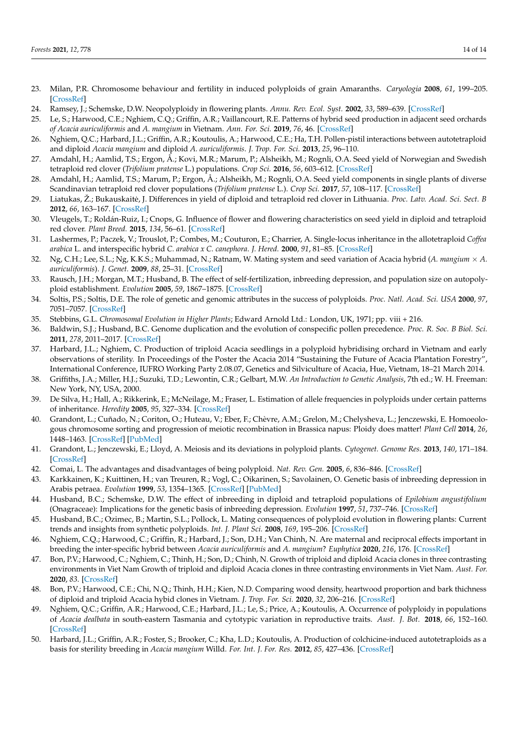23. Milan, P.R. Chromosome behaviour and fertility in induced polyploids of grain Amaranths. *Caryologia* **2008**, *61*, 199–205. [CrossRef]
24. Ramsey, J.; Schemske, D.W. Neopolyploidy in flowering plants. *Annu. Rev. Ecol. Syst.* **2002**, *33*, 589–639. [CrossRef]
25. Le, S.; Harwood, C.E.; Nghiem, C.Q.; Griffin, A.R.; Vaillancourt, R.E. Patterns of hybrid seed production in adjacent seed orchards of *Acacia auriculiformis* and *A. mangium* in Vietnam. *Ann. For. Sci.* **2019**, *76*, 46. [CrossRef]
26. Nghiem, Q.C.; Harbard, J.L.; Griffin, A.R.; Koutoulis, A.; Harwood, C.E.; Ha, T.H. Pollen-pistil interactions between autotetraploid and diploid *Acacia mangium* and diploid *A. auriculiformis*. *J. Trop. For. Sci.* **2013**, *25*, 96–110.
27. Amdahl, H.; Aamlid, T.S.; Ergon, Å.; Kovi, M.R.; Marum, P.; Alsheikh, M.; Rognli, O.A. Seed yield of Norwegian and Swedish tetraploid red clover (*Trifolium pratense* L.) populations. *Crop Sci.* **2016**, *56*, 603–612. [CrossRef]
28. Amdahl, H.; Aamlid, T.S.; Marum, P.; Ergon, Å.; Alsheikh, M.; Rognli, O.A. Seed yield components in single plants of diverse Scandinavian tetraploid red clover populations (*Trifolium pratense* L.). *Crop Sci.* **2017**, *57*, 108–117. [CrossRef]
29. Liatukas, Ž.; Bukauskaitė, J. Differences in yield of diploid and tetraploid red clover in Lithuania. *Proc. Latv. Acad. Sci. Sect. B* **2012**, *66*, 163–167. [CrossRef]
30. Vleugels, T.; Roldán-Ruiz, I.; Cnops, G. Influence of flower and flowering characteristics on seed yield in diploid and tetraploid red clover. *Plant Breed.* **2015**, *134*, 56–61. [CrossRef]
31. Lashermes, P.; Paczek, V.; Trouslot, P.; Combes, M.; Couturon, E.; Charrier, A. Single-locus inheritance in the allotetraploid *Coffea arabica* L. and interspecific hybrid *C. arabica x C. canephora*. *J. Hered.* **2000**, *91*, 81–85. [CrossRef]
32. Ng, C.H.; Lee, S.L.; Ng, K.K.S.; Muhammad, N.; Ratnam, W. Mating system and seed variation of Acacia hybrid (*A. mangium* × *A. auriculiformis*). *J. Genet.* **2009**, *88*, 25–31. [CrossRef]
33. Rausch, J.H.; Morgan, M.T.; Husband, B. The effect of self-fertilization, inbreeding depression, and population size on autopolyploid establishment. *Evolution* **2005**, *59*, 1867–1875. [CrossRef]
34. Soltis, P.S.; Soltis, D.E. The role of genetic and genomic attributes in the success of polyploids. *Proc. Natl. Acad. Sci. USA* **2000**, *97*, 7051–7057. [CrossRef]
35. Stebbins, G.L. *Chromosomal Evolution in Higher Plants*; Edward Arnold Ltd.: London, UK, 1971; pp. viii + 216.
36. Baldwin, S.J.; Husband, B.C. Genome duplication and the evolution of conspecific pollen precedence. *Proc. R. Soc. B Biol. Sci.* **2011**, *278*, 2011–2017. [CrossRef]
37. Harbard, J.L.; Nghiem, C. Production of triploid Acacia seedlings in a polyploid hybridising orchard in Vietnam and early observations of sterility. In Proceedings of the Poster the Acacia 2014 "Sustaining the Future of Acacia Plantation Forestry", International Conference, IUFRO Working Party 2.08.07, Genetics and Silviculture of Acacia, Hue, Vietnam, 18–21 March 2014.
38. Griffiths, J.A.; Miller, H.J.; Suzuki, T.D.; Lewontin, C.R.; Gelbart, M.W. *An Introduction to Genetic Analysis*, 7th ed.; W. H. Freeman: New York, NY, USA, 2000.
39. De Silva, H.; Hall, A.; Rikkerink, E.; McNeilage, M.; Fraser, L. Estimation of allele frequencies in polyploids under certain patterns of inheritance. *Heredity* **2005**, *95*, 327–334. [CrossRef]
40. Grandont, L.; Cuñado, N.; Coriton, O.; Huteau, V.; Eber, F.; Chèvre, A.M.; Grelon, M.; Chelysheva, L.; Jenczewski, E. Homoeologous chromosome sorting and progression of meiotic recombination in Brassica napus: Ploidy does matter! *Plant Cell* **2014**, *26*, 1448–1463. [CrossRef] [PubMed]
41. Grandont, L.; Jenczewski, E.; Lloyd, A. Meiosis and its deviations in polyploid plants. *Cytogenet. Genome Res.* **2013**, *140*, 171–184. [CrossRef]
42. Comai, L. The advantages and disadvantages of being polyploid. *Nat. Rev. Gen.* **2005**, *6*, 836–846. [CrossRef]
43. Karkkainen, K.; Kuittinen, H.; van Treuren, R.; Vogl, C.; Oikarinen, S.; Savolainen, O. Genetic basis of inbreeding depression in Arabis petraea. *Evolution* **1999**, *53*, 1354–1365. [CrossRef] [PubMed]
44. Husband, B.C.; Schemske, D.W. The effect of inbreeding in diploid and tetraploid populations of *Epilobium angustifolium* (Onagraceae): Implications for the genetic basis of inbreeding depression. *Evolution* **1997**, *51*, 737–746. [CrossRef]
45. Husband, B.C.; Ozimec, B.; Martin, S.L.; Pollock, L. Mating consequences of polyploid evolution in flowering plants: Current trends and insights from synthetic polyploids. *Int. J. Plant Sci.* **2008**, *169*, 195–206. [CrossRef]
46. Nghiem, C.Q.; Harwood, C.; Griffin, R.; Harbard, J.; Son, D.H.; Van Chinh, N. Are maternal and reciprocal effects important in breeding the inter-specific hybrid between *Acacia auriculiformis* and *A. mangium*? *Euphytica* **2020**, *216*, 176. [CrossRef]
47. Bon, P.V.; Harwood, C.; Nghiem, C.; Thinh, H.; Son, D.; Chinh, N. Growth of triploid and diploid Acacia clones in three contrasting environments in Viet Nam Growth of triploid and diploid Acacia clones in three contrasting environments in Viet Nam. *Aust. For.* **2020**, *83*. [CrossRef]
48. Bon, P.V.; Harwood, C.E.; Chi, N.Q.; Thinh, H.H.; Kien, N.D. Comparing wood density, heartwood proportion and bark thichness of diploid and triploid Acacia hybid clones in Vietnam. *J. Trop. For. Sci.* **2020**, *32*, 206–216. [CrossRef]
49. Nghiem, Q.C.; Griffin, A.R.; Harwood, C.E.; Harbard, J.L.; Le, S.; Price, A.; Koutoulis, A. Occurrence of polyploidy in populations of *Acacia dealbata* in south-eastern Tasmania and cytotypic variation in reproductive traits. *Aust. J. Bot.* **2018**, *66*, 152–160. [CrossRef]
50. Harbard, J.L.; Griffin, A.R.; Foster, S.; Brooker, C.; Kha, L.D.; Koutoulis, A. Production of colchicine-induced autotetraploids as a basis for sterility breeding in *Acacia mangium* Willd. *For. Int. J. For. Res.* **2012**, *85*, 427–436. [CrossRef]